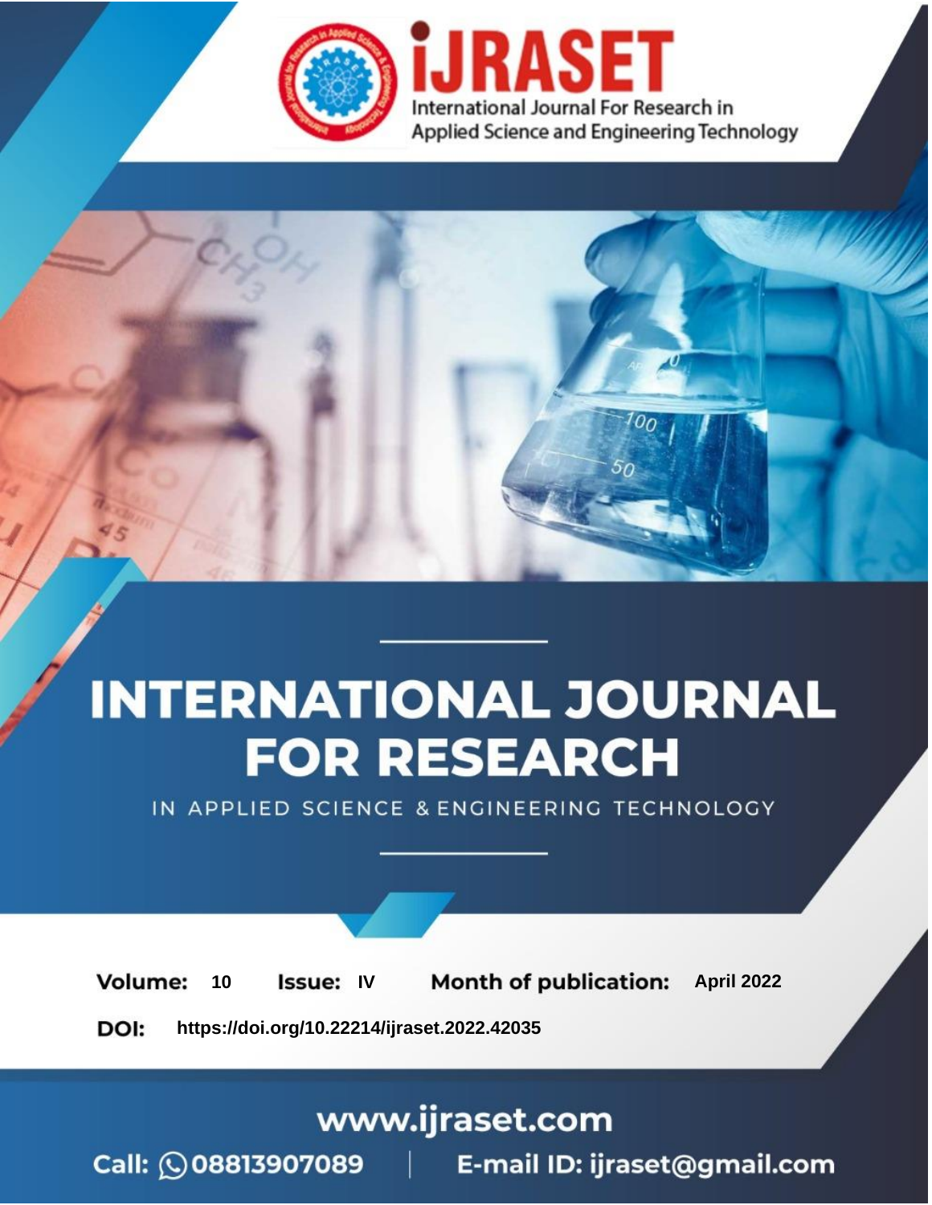iJRASET

International Journal For Research in Applied Science and Engineering Technology

# INTERNATIONAL JOURNAL FOR RESEARCH

IN APPLIED SCIENCE & ENGINEERING TECHNOLOGY

**Volume:** 10 **Issue:** IV **Month of publication:** April 2022

**DOI:** https://doi.org/10.22214/ijraset.2022.42035

www.ijraset.com

Call: 08813907089 | E-mail ID: ijraset@gmail.com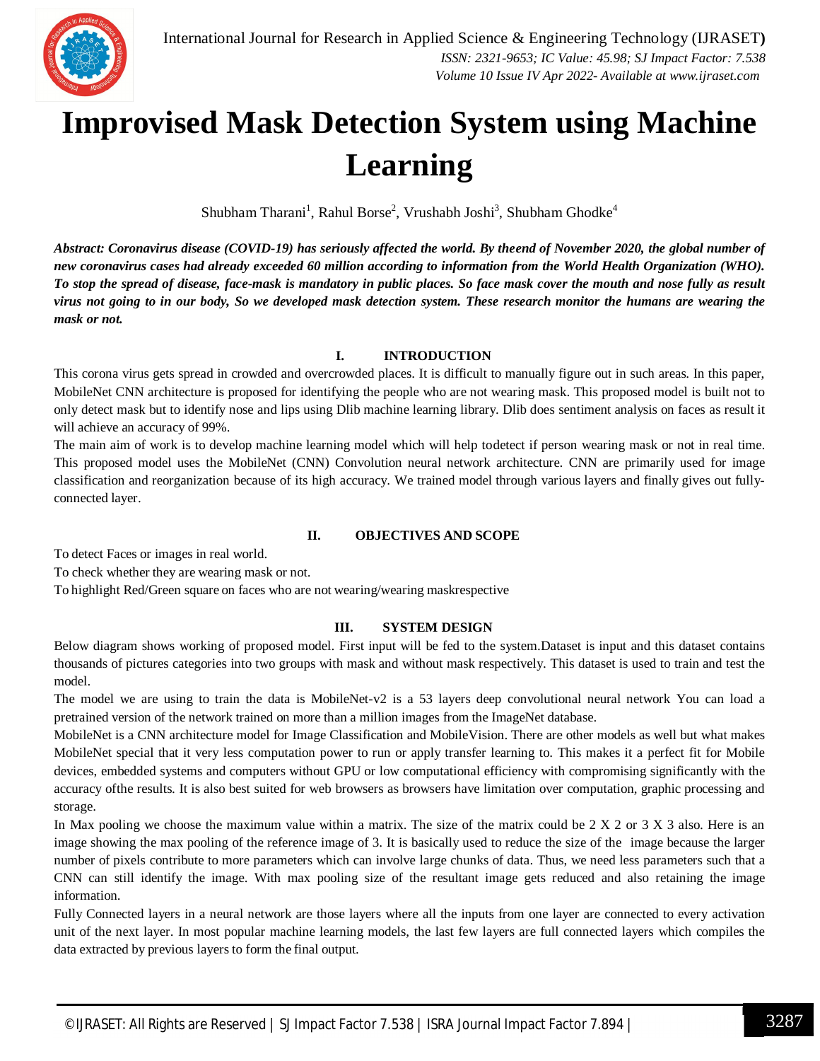# Improvised Mask Detection System using Machine Learning

Shubham Tharani[1], Rahul Borse[2], Vrushabh Joshi[3], Shubham Ghodke[4]

***Abstract:** Coronavirus disease (COVID-19) has seriously affected the world. By theend of November 2020, the global number of new coronavirus cases had already exceeded 60 million according to information from the World Health Organization (WHO). To stop the spread of disease, face-mask is mandatory in public places. So face mask cover the mouth and nose fully as result virus not going to in our body, So we developed mask detection system. These research monitor the humans are wearing the mask or not.*

## I. INTRODUCTION

This corona virus gets spread in crowded and overcrowded places. It is difficult to manually figure out in such areas. In this paper, MobileNet CNN architecture is proposed for identifying the people who are not wearing mask. This proposed model is built not to only detect mask but to identify nose and lips using Dlib machine learning library. Dlib does sentiment analysis on faces as result it will achieve an accuracy of 99%.

The main aim of work is to develop machine learning model which will help todetect if person wearing mask or not in real time. This proposed model uses the MobileNet (CNN) Convolution neural network architecture. CNN are primarily used for image classification and reorganization because of its high accuracy. We trained model through various layers and finally gives out fully-connected layer.

## II. OBJECTIVES AND SCOPE

To detect Faces or images in real world.

To check whether they are wearing mask or not.

To highlight Red/Green square on faces who are not wearing/wearing maskrespective

## III. SYSTEM DESIGN

Below diagram shows working of proposed model. First input will be fed to the system.Dataset is input and this dataset contains thousands of pictures categories into two groups with mask and without mask respectively. This dataset is used to train and test the model.

The model we are using to train the data is MobileNet-v2 is a 53 layers deep convolutional neural network You can load a pretrained version of the network trained on more than a million images from the ImageNet database.

MobileNet is a CNN architecture model for Image Classification and MobileVision. There are other models as well but what makes MobileNet special that it very less computation power to run or apply transfer learning to. This makes it a perfect fit for Mobile devices, embedded systems and computers without GPU or low computational efficiency with compromising significantly with the accuracy ofthe results. It is also best suited for web browsers as browsers have limitation over computation, graphic processing and storage.

In Max pooling we choose the maximum value within a matrix. The size of the matrix could be 2 X 2 or 3 X 3 also. Here is an image showing the max pooling of the reference image of 3. It is basically used to reduce the size of the image because the larger number of pixels contribute to more parameters which can involve large chunks of data. Thus, we need less parameters such that a CNN can still identify the image. With max pooling size of the resultant image gets reduced and also retaining the image information.

Fully Connected layers in a neural network are those layers where all the inputs from one layer are connected to every activation unit of the next layer. In most popular machine learning models, the last few layers are full connected layers which compiles the data extracted by previous layers to form the final output.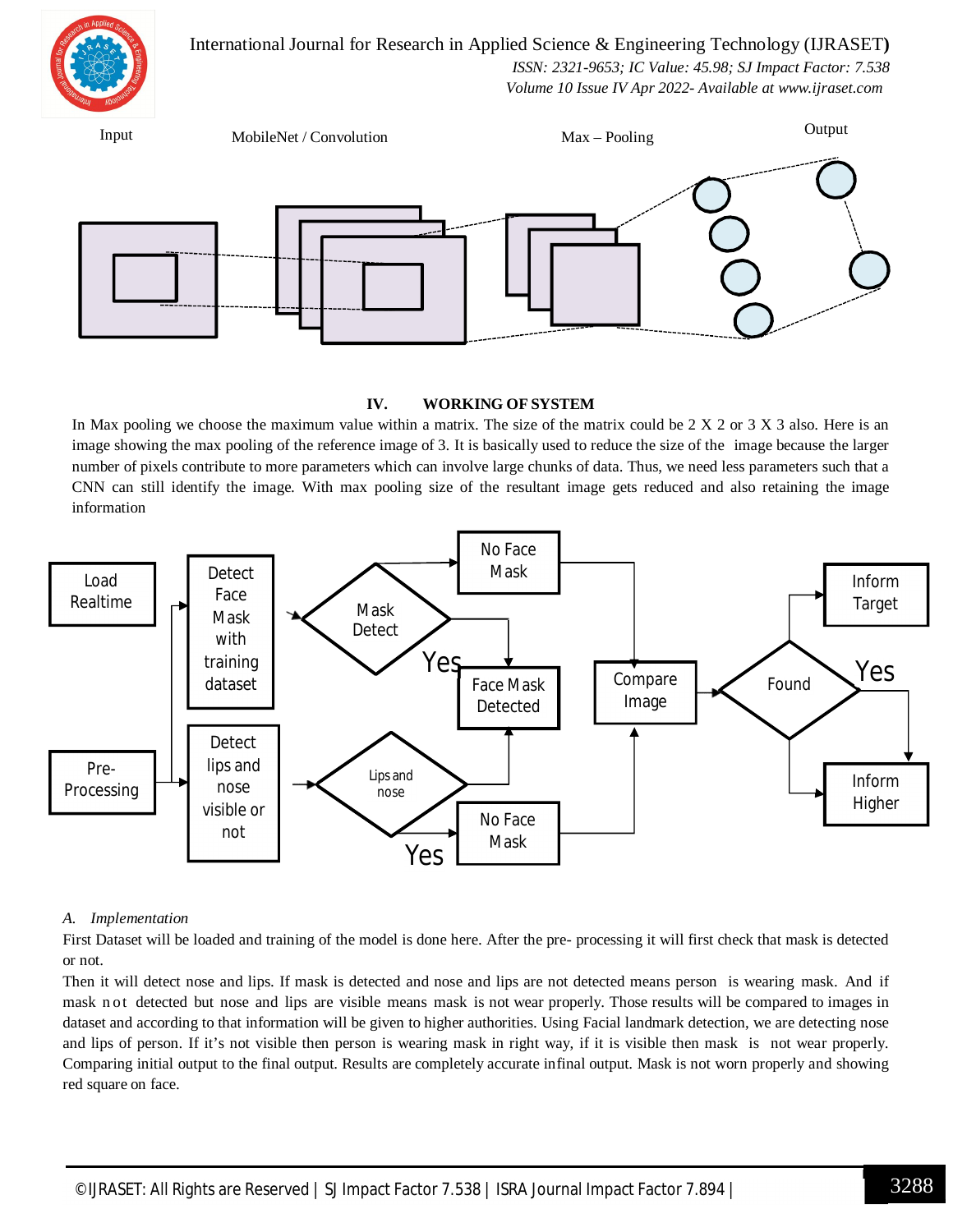Input MobileNet / Convolution Max – Pooling Output

## IV. WORKING OF SYSTEM

In Max pooling we choose the maximum value within a matrix. The size of the matrix could be 2 X 2 or 3 X 3 also. Here is an image showing the max pooling of the reference image of 3. It is basically used to reduce the size of the image because the larger number of pixels contribute to more parameters which can involve large chunks of data. Thus, we need less parameters such that a CNN can still identify the image. With max pooling size of the resultant image gets reduced and also retaining the image information

Load Realtime | Pre-Processing | Detect Face Mask with training dataset | Detect lips and nose visible or not | Mask Detect | Lips and nose | Yes | No Face Mask | Face Mask Detected | Compare Image | Found | Yes | Inform Target | Inform Higher

### *A. Implementation*

First Dataset will be loaded and training of the model is done here. After the pre- processing it will first check that mask is detected or not.

Then it will detect nose and lips. If mask is detected and nose and lips are not detected means person is wearing mask. And if mask not detected but nose and lips are visible means mask is not wear properly. Those results will be compared to images in dataset and according to that information will be given to higher authorities. Using Facial landmark detection, we are detecting nose and lips of person. If it's not visible then person is wearing mask in right way, if it is visible then mask is not wear properly. Comparing initial output to the final output. Results are completely accurate infinal output. Mask is not worn properly and showing red square on face.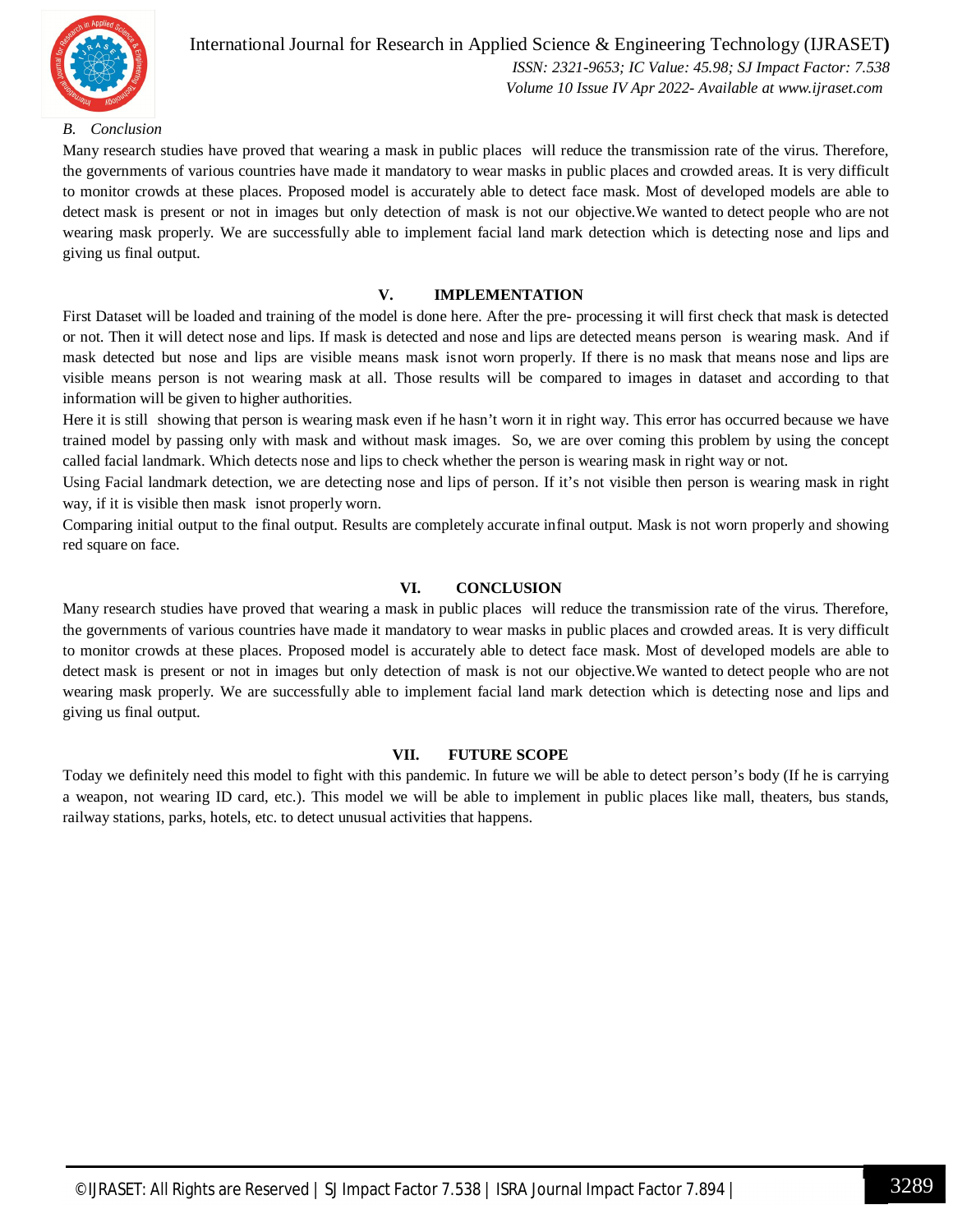### *B. Conclusion*

Many research studies have proved that wearing a mask in public places will reduce the transmission rate of the virus. Therefore, the governments of various countries have made it mandatory to wear masks in public places and crowded areas. It is very difficult to monitor crowds at these places. Proposed model is accurately able to detect face mask. Most of developed models are able to detect mask is present or not in images but only detection of mask is not our objective.We wanted to detect people who are not wearing mask properly. We are successfully able to implement facial land mark detection which is detecting nose and lips and giving us final output.

## V. IMPLEMENTATION

First Dataset will be loaded and training of the model is done here. After the pre- processing it will first check that mask is detected or not. Then it will detect nose and lips. If mask is detected and nose and lips are detected means person is wearing mask. And if mask detected but nose and lips are visible means mask isnot worn properly. If there is no mask that means nose and lips are visible means person is not wearing mask at all. Those results will be compared to images in dataset and according to that information will be given to higher authorities.

Here it is still showing that person is wearing mask even if he hasn't worn it in right way. This error has occurred because we have trained model by passing only with mask and without mask images. So, we are over coming this problem by using the concept called facial landmark. Which detects nose and lips to check whether the person is wearing mask in right way or not.

Using Facial landmark detection, we are detecting nose and lips of person. If it's not visible then person is wearing mask in right way, if it is visible then mask isnot properly worn.

Comparing initial output to the final output. Results are completely accurate infinal output. Mask is not worn properly and showing red square on face.

## VI. CONCLUSION

Many research studies have proved that wearing a mask in public places will reduce the transmission rate of the virus. Therefore, the governments of various countries have made it mandatory to wear masks in public places and crowded areas. It is very difficult to monitor crowds at these places. Proposed model is accurately able to detect face mask. Most of developed models are able to detect mask is present or not in images but only detection of mask is not our objective.We wanted to detect people who are not wearing mask properly. We are successfully able to implement facial land mark detection which is detecting nose and lips and giving us final output.

## VII. FUTURE SCOPE

Today we definitely need this model to fight with this pandemic. In future we will be able to detect person's body (If he is carrying a weapon, not wearing ID card, etc.). This model we will be able to implement in public places like mall, theaters, bus stands, railway stations, parks, hotels, etc. to detect unusual activities that happens.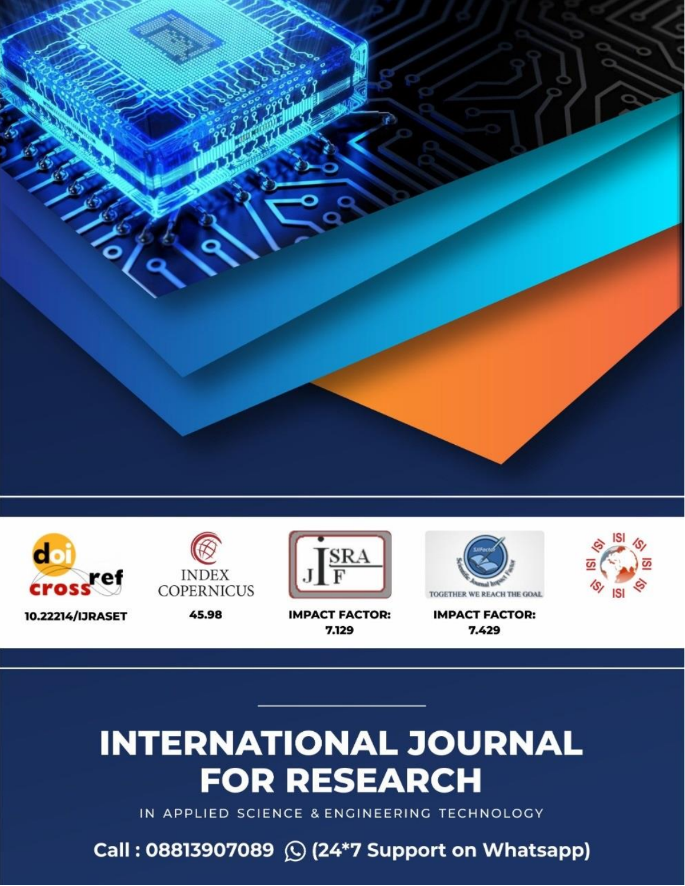10.22214/IJRASET

INDEX COPERNICUS

45.98

IMPACT FACTOR: 7.129

IMPACT FACTOR: 7.429

TOGETHER WE REACH THE GOAL

# INTERNATIONAL JOURNAL FOR RESEARCH

IN APPLIED SCIENCE & ENGINEERING TECHNOLOGY

Call : 08813907089 (24*7 Support on Whatsapp)